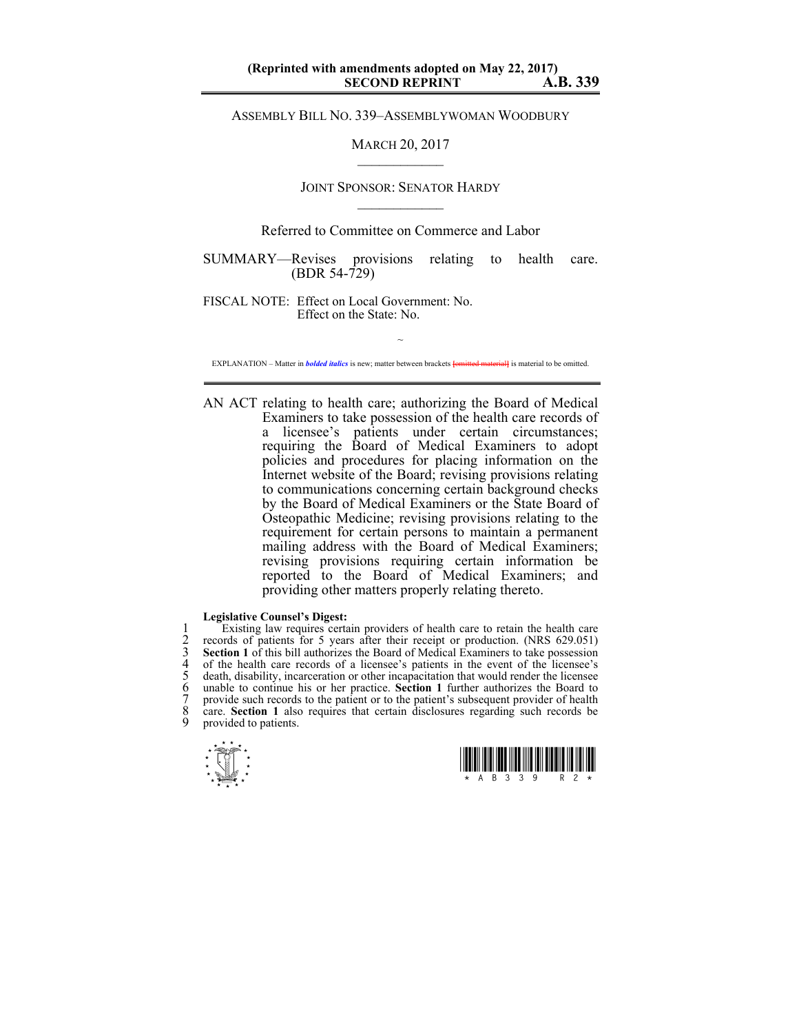(Reprinted with amendments adopted on May 22, 2017)

**SECOND REPRINT** **A.B. 339**

ASSEMBLY BILL NO. 339–ASSEMBLYWOMAN WOODBURY

MARCH 20, 2017

JOINT SPONSOR: SENATOR HARDY

Referred to Committee on Commerce and Labor

SUMMARY—Revises provisions relating to health care. (BDR 54-729)

FISCAL NOTE: Effect on Local Government: No.
Effect on the State: No.

~

EXPLANATION – Matter in ***bolded italics*** is new; matter between brackets [omitted material] is material to be omitted.

AN ACT relating to health care; authorizing the Board of Medical Examiners to take possession of the health care records of a licensee's patients under certain circumstances; requiring the Board of Medical Examiners to adopt policies and procedures for placing information on the Internet website of the Board; revising provisions relating to communications concerning certain background checks by the Board of Medical Examiners or the State Board of Osteopathic Medicine; revising provisions relating to the requirement for certain persons to maintain a permanent mailing address with the Board of Medical Examiners; revising provisions requiring certain information be reported to the Board of Medical Examiners; and providing other matters properly relating thereto.

**Legislative Counsel's Digest:**

1 Existing law requires certain providers of health care to retain the health care
2 records of patients for 5 years after their receipt or production. (NRS 629.051)
3 **Section 1** of this bill authorizes the Board of Medical Examiners to take possession
4 of the health care records of a licensee's patients in the event of the licensee's
5 death, disability, incarceration or other incapacitation that would render the licensee
6 unable to continue his or her practice. **Section 1** further authorizes the Board to
7 provide such records to the patient or to the patient's subsequent provider of health
8 care. **Section 1** also requires that certain disclosures regarding such records be
9 provided to patients.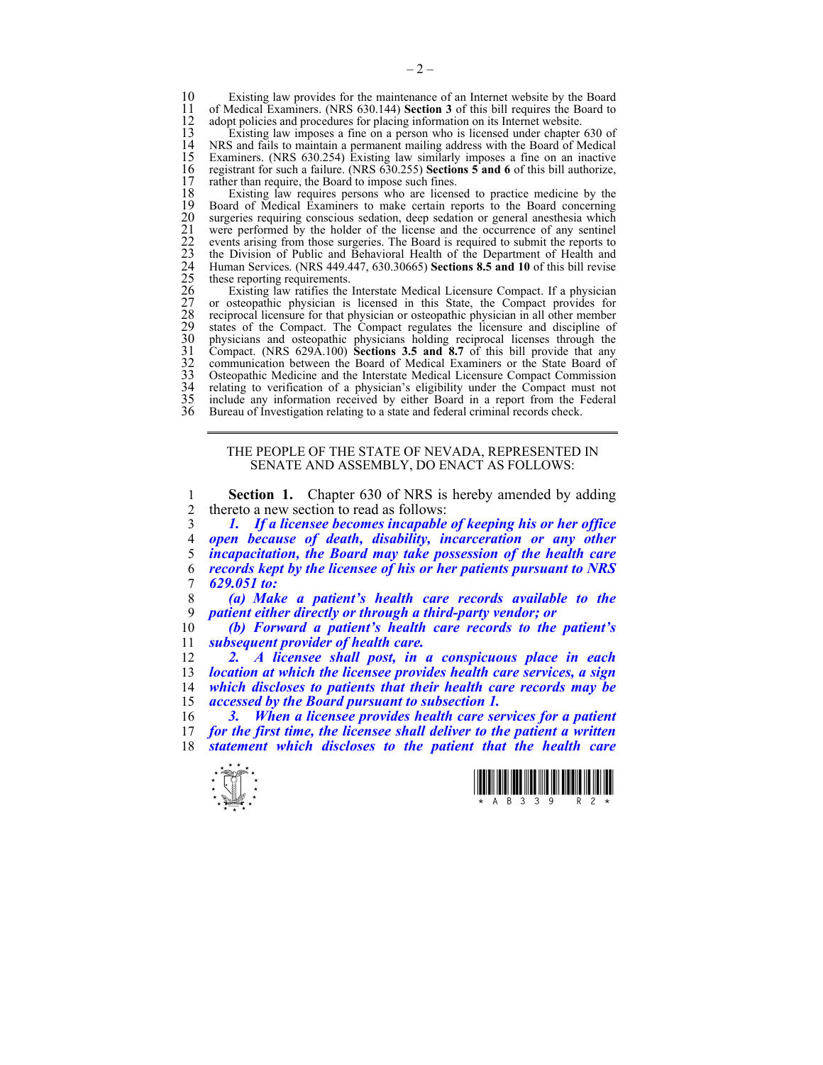Existing law provides for the maintenance of an Internet website by the Board of Medical Examiners. (NRS 630.144) **Section 3** of this bill requires the Board to adopt policies and procedures for placing information on its Internet website.

Existing law imposes a fine on a person who is licensed under chapter 630 of NRS and fails to maintain a permanent mailing address with the Board of Medical Examiners. (NRS 630.254) Existing law similarly imposes a fine on an inactive registrant for such a failure. (NRS 630.255) **Sections 5 and 6** of this bill authorize, rather than require, the Board to impose such fines.

Existing law requires persons who are licensed to practice medicine by the Board of Medical Examiners to make certain reports to the Board concerning surgeries requiring conscious sedation, deep sedation or general anesthesia which were performed by the holder of the license and the occurrence of any sentinel events arising from those surgeries. The Board is required to submit the reports to the Division of Public and Behavioral Health of the Department of Health and Human Services. (NRS 449.447, 630.30665) **Sections 8.5 and 10** of this bill revise these reporting requirements.

Existing law ratifies the Interstate Medical Licensure Compact. If a physician or osteopathic physician is licensed in this State, the Compact provides for reciprocal licensure for that physician or osteopathic physician in all other member states of the Compact. The Compact regulates the licensure and discipline of physicians and osteopathic physicians holding reciprocal licenses through the Compact. (NRS 629A.100) **Sections 3.5 and 8.7** of this bill provide that any communication between the Board of Medical Examiners or the State Board of Osteopathic Medicine and the Interstate Medical Licensure Compact Commission relating to verification of a physician's eligibility under the Compact must not include any information received by either Board in a report from the Federal Bureau of Investigation relating to a state and federal criminal records check.

---

THE PEOPLE OF THE STATE OF NEVADA, REPRESENTED IN SENATE AND ASSEMBLY, DO ENACT AS FOLLOWS:

**Section 1.** Chapter 630 of NRS is hereby amended by adding thereto a new section to read as follows:

***1. If a licensee becomes incapable of keeping his or her office open because of death, disability, incarceration or any other incapacitation, the Board may take possession of the health care records kept by the licensee of his or her patients pursuant to NRS 629.051 to:***

***(a) Make a patient's health care records available to the patient either directly or through a third-party vendor; or***

***(b) Forward a patient's health care records to the patient's subsequent provider of health care.***

***2. A licensee shall post, in a conspicuous place in each location at which the licensee provides health care services, a sign which discloses to patients that their health care records may be accessed by the Board pursuant to subsection 1.***

***3. When a licensee provides health care services for a patient for the first time, the licensee shall deliver to the patient a written statement which discloses to the patient that the health care***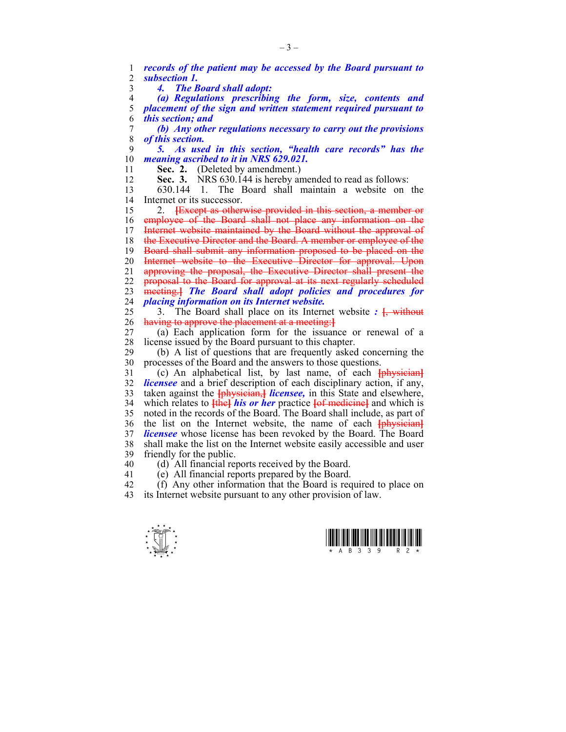***records of the patient may be accessed by the Board pursuant to subsection 1.***

***4. The Board shall adopt:***

***(a) Regulations prescribing the form, size, contents and placement of the sign and written statement required pursuant to this section; and***

***(b) Any other regulations necessary to carry out the provisions of this section.***

***5. As used in this section, "health care records" has the meaning ascribed to it in NRS 629.021.***

**Sec. 2.** (Deleted by amendment.)

**Sec. 3.** NRS 630.144 is hereby amended to read as follows:

630.144 1. The Board shall maintain a website on the Internet or its successor.

2. ~~[Except as otherwise provided in this section, a member or employee of the Board shall not place any information on the Internet website maintained by the Board without the approval of the Executive Director and the Board. A member or employee of the Board shall submit any information proposed to be placed on the Internet website to the Executive Director for approval. Upon approving the proposal, the Executive Director shall present the proposal to the Board for approval at its next regularly scheduled meeting.]~~ ***The Board shall adopt policies and procedures for placing information on its Internet website.***

3. The Board shall place on its Internet website ***:*** ~~[, without having to approve the placement at a meeting:]~~

(a) Each application form for the issuance or renewal of a license issued by the Board pursuant to this chapter.

(b) A list of questions that are frequently asked concerning the processes of the Board and the answers to those questions.

(c) An alphabetical list, by last name, of each ~~[physician]~~ ***licensee*** and a brief description of each disciplinary action, if any, taken against the ~~[physician,]~~ ***licensee,*** in this State and elsewhere, which relates to ~~[the]~~ ***his or her*** practice ~~[of medicine]~~ and which is noted in the records of the Board. The Board shall include, as part of the list on the Internet website, the name of each ~~[physician]~~ ***licensee*** whose license has been revoked by the Board. The Board shall make the list on the Internet website easily accessible and user friendly for the public.

(d) All financial reports received by the Board.

(e) All financial reports prepared by the Board.

(f) Any other information that the Board is required to place on its Internet website pursuant to any other provision of law.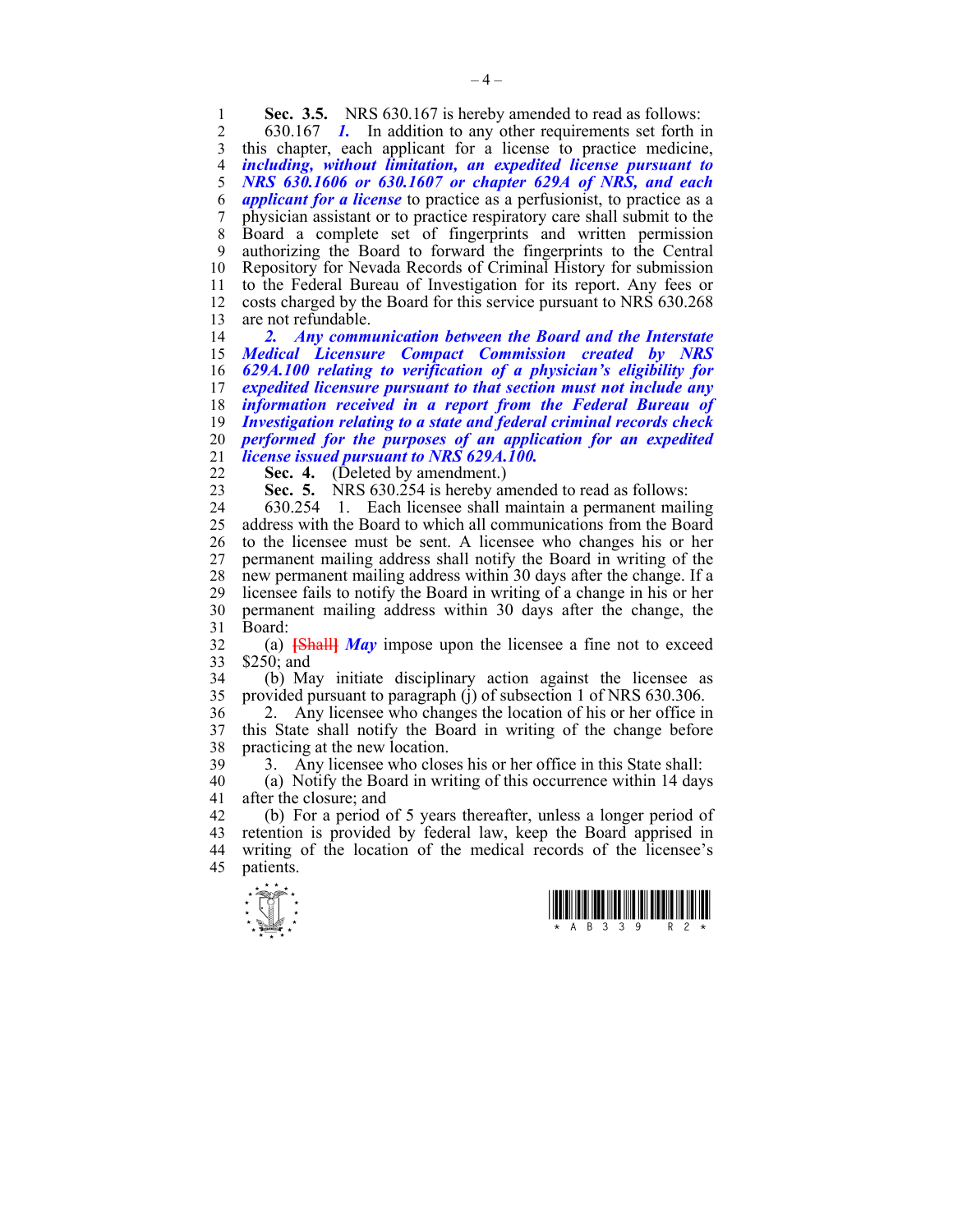**Sec. 3.5.** NRS 630.167 is hereby amended to read as follows:

630.167 ***1.*** In addition to any other requirements set forth in this chapter, each applicant for a license to practice medicine, ***including, without limitation, an expedited license pursuant to NRS 630.1606 or 630.1607 or chapter 629A of NRS, and each applicant for a license*** to practice as a perfusionist, to practice as a physician assistant or to practice respiratory care shall submit to the Board a complete set of fingerprints and written permission authorizing the Board to forward the fingerprints to the Central Repository for Nevada Records of Criminal History for submission to the Federal Bureau of Investigation for its report. Any fees or costs charged by the Board for this service pursuant to NRS 630.268 are not refundable.

***2. Any communication between the Board and the Interstate Medical Licensure Compact Commission created by NRS 629A.100 relating to verification of a physician's eligibility for expedited licensure pursuant to that section must not include any information received in a report from the Federal Bureau of Investigation relating to a state and federal criminal records check performed for the purposes of an application for an expedited license issued pursuant to NRS 629A.100.***

**Sec. 4.** (Deleted by amendment.)

**Sec. 5.** NRS 630.254 is hereby amended to read as follows:

630.254 1. Each licensee shall maintain a permanent mailing address with the Board to which all communications from the Board to the licensee must be sent. A licensee who changes his or her permanent mailing address shall notify the Board in writing of the new permanent mailing address within 30 days after the change. If a licensee fails to notify the Board in writing of a change in his or her permanent mailing address within 30 days after the change, the Board:

(a) ~~[Shall]~~ ***May*** impose upon the licensee a fine not to exceed $250; and

(b) May initiate disciplinary action against the licensee as provided pursuant to paragraph (j) of subsection 1 of NRS 630.306.

2. Any licensee who changes the location of his or her office in this State shall notify the Board in writing of the change before practicing at the new location.

3. Any licensee who closes his or her office in this State shall:

(a) Notify the Board in writing of this occurrence within 14 days after the closure; and

(b) For a period of 5 years thereafter, unless a longer period of retention is provided by federal law, keep the Board apprised in writing of the location of the medical records of the licensee's patients.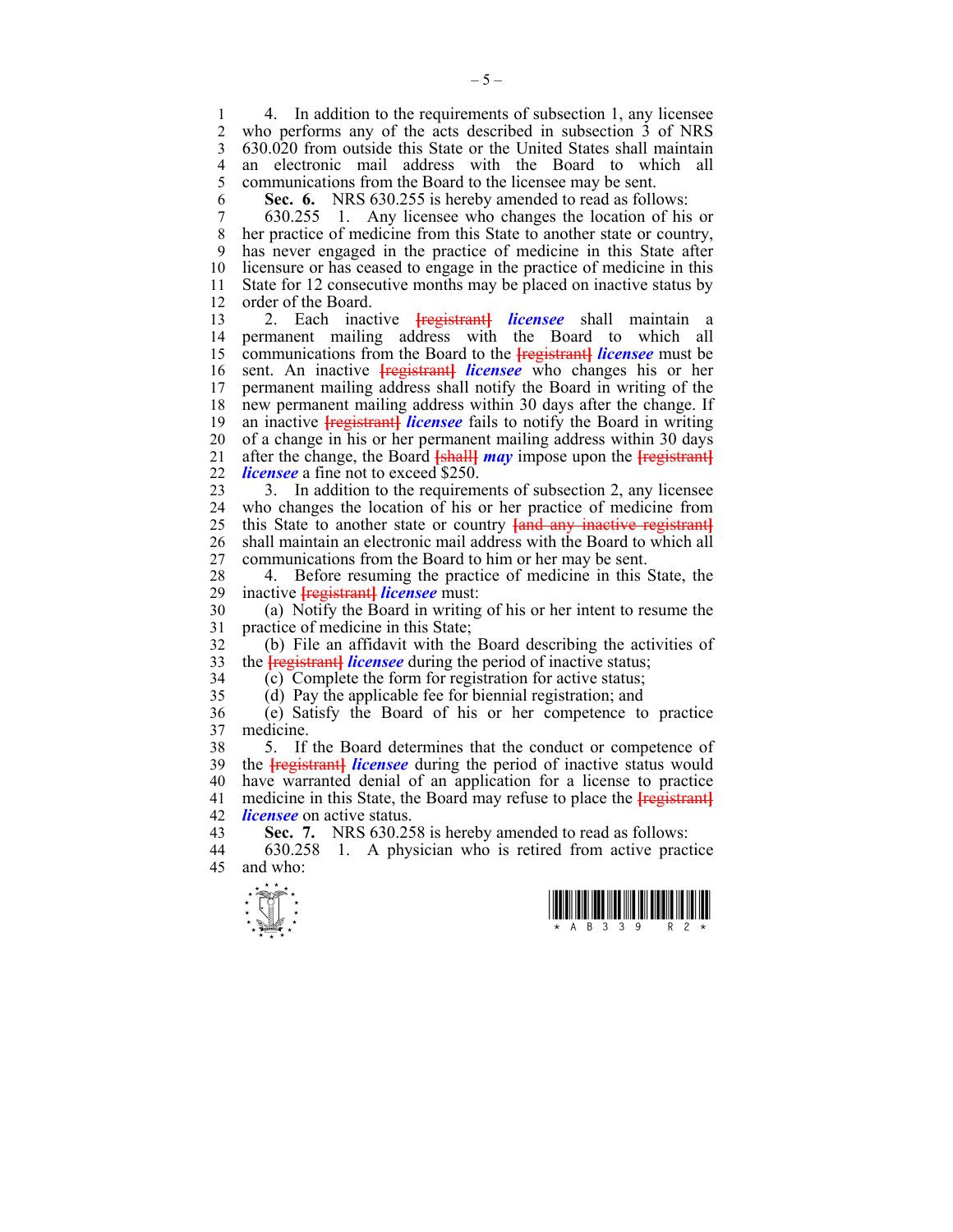4. In addition to the requirements of subsection 1, any licensee who performs any of the acts described in subsection 3 of NRS 630.020 from outside this State or the United States shall maintain an electronic mail address with the Board to which all communications from the Board to the licensee may be sent.

**Sec. 6.** NRS 630.255 is hereby amended to read as follows:

630.255 1. Any licensee who changes the location of his or her practice of medicine from this State to another state or country, has never engaged in the practice of medicine in this State after licensure or has ceased to engage in the practice of medicine in this State for 12 consecutive months may be placed on inactive status by order of the Board.

2. Each inactive [registrant] ***licensee*** shall maintain a permanent mailing address with the Board to which all communications from the Board to the [registrant] ***licensee*** must be sent. An inactive [registrant] ***licensee*** who changes his or her permanent mailing address shall notify the Board in writing of the new permanent mailing address within 30 days after the change. If an inactive [registrant] ***licensee*** fails to notify the Board in writing of a change in his or her permanent mailing address within 30 days after the change, the Board [shall] ***may*** impose upon the [registrant] ***licensee*** a fine not to exceed $250.

3. In addition to the requirements of subsection 2, any licensee who changes the location of his or her practice of medicine from this State to another state or country [and any inactive registrant] shall maintain an electronic mail address with the Board to which all communications from the Board to him or her may be sent.

4. Before resuming the practice of medicine in this State, the inactive [registrant] ***licensee*** must:

(a) Notify the Board in writing of his or her intent to resume the practice of medicine in this State;

(b) File an affidavit with the Board describing the activities of the [registrant] ***licensee*** during the period of inactive status;

(c) Complete the form for registration for active status;

(d) Pay the applicable fee for biennial registration; and

(e) Satisfy the Board of his or her competence to practice medicine.

5. If the Board determines that the conduct or competence of the [registrant] ***licensee*** during the period of inactive status would have warranted denial of an application for a license to practice medicine in this State, the Board may refuse to place the [registrant] ***licensee*** on active status.

**Sec. 7.** NRS 630.258 is hereby amended to read as follows:

630.258 1. A physician who is retired from active practice and who: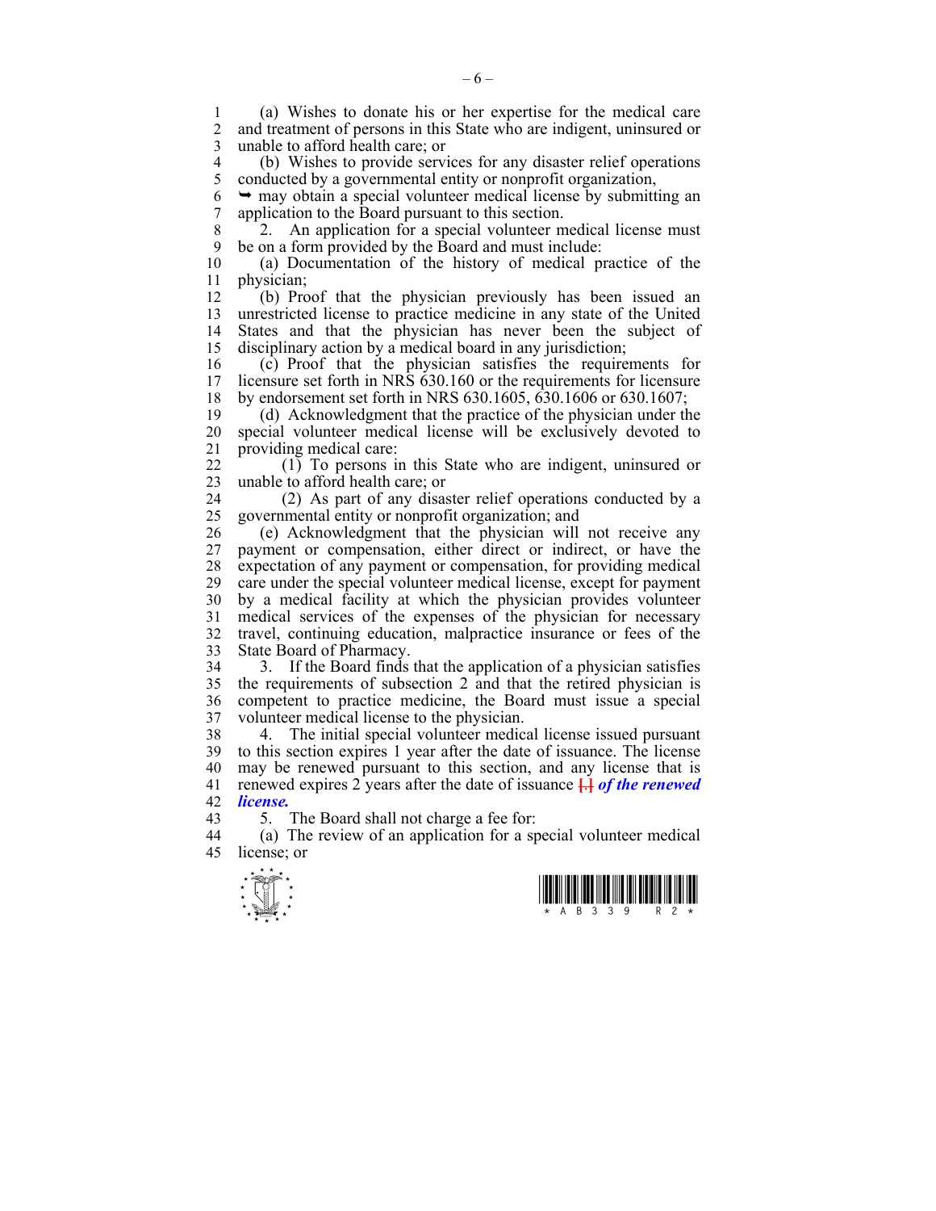(a) Wishes to donate his or her expertise for the medical care and treatment of persons in this State who are indigent, uninsured or unable to afford health care; or

(b) Wishes to provide services for any disaster relief operations conducted by a governmental entity or nonprofit organization,

➥ may obtain a special volunteer medical license by submitting an application to the Board pursuant to this section.

2. An application for a special volunteer medical license must be on a form provided by the Board and must include:

(a) Documentation of the history of medical practice of the physician;

(b) Proof that the physician previously has been issued an unrestricted license to practice medicine in any state of the United States and that the physician has never been the subject of disciplinary action by a medical board in any jurisdiction;

(c) Proof that the physician satisfies the requirements for licensure set forth in NRS 630.160 or the requirements for licensure by endorsement set forth in NRS 630.1605, 630.1606 or 630.1607;

(d) Acknowledgment that the practice of the physician under the special volunteer medical license will be exclusively devoted to providing medical care:

(1) To persons in this State who are indigent, uninsured or unable to afford health care; or

(2) As part of any disaster relief operations conducted by a governmental entity or nonprofit organization; and

(e) Acknowledgment that the physician will not receive any payment or compensation, either direct or indirect, or have the expectation of any payment or compensation, for providing medical care under the special volunteer medical license, except for payment by a medical facility at which the physician provides volunteer medical services of the expenses of the physician for necessary travel, continuing education, malpractice insurance or fees of the State Board of Pharmacy.

3. If the Board finds that the application of a physician satisfies the requirements of subsection 2 and that the retired physician is competent to practice medicine, the Board must issue a special volunteer medical license to the physician.

4. The initial special volunteer medical license issued pursuant to this section expires 1 year after the date of issuance. The license may be renewed pursuant to this section, and any license that is renewed expires 2 years after the date of issuance [.] ***of the renewed license.***

5. The Board shall not charge a fee for:

(a) The review of an application for a special volunteer medical license; or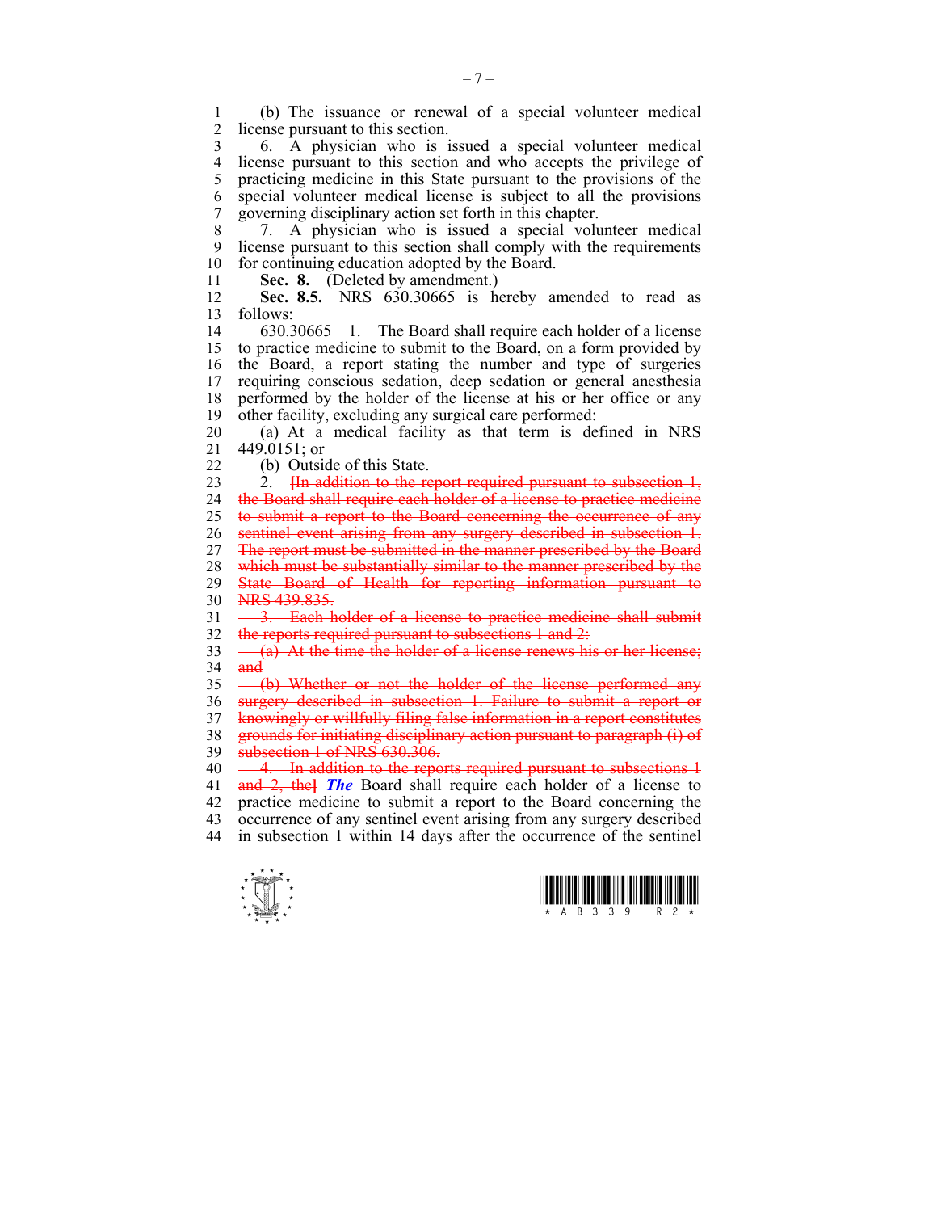(b) The issuance or renewal of a special volunteer medical license pursuant to this section.

6. A physician who is issued a special volunteer medical license pursuant to this section and who accepts the privilege of practicing medicine in this State pursuant to the provisions of the special volunteer medical license is subject to all the provisions governing disciplinary action set forth in this chapter.

7. A physician who is issued a special volunteer medical license pursuant to this section shall comply with the requirements for continuing education adopted by the Board.

**Sec. 8.** (Deleted by amendment.)

**Sec. 8.5.** NRS 630.30665 is hereby amended to read as follows:

630.30665 1. The Board shall require each holder of a license to practice medicine to submit to the Board, on a form provided by the Board, a report stating the number and type of surgeries requiring conscious sedation, deep sedation or general anesthesia performed by the holder of the license at his or her office or any other facility, excluding any surgical care performed:

(a) At a medical facility as that term is defined in NRS 449.0151; or

(b) Outside of this State.

2. ~~[In addition to the report required pursuant to subsection 1, the Board shall require each holder of a license to practice medicine to submit a report to the Board concerning the occurrence of any sentinel event arising from any surgery described in subsection 1. The report must be submitted in the manner prescribed by the Board which must be substantially similar to the manner prescribed by the State Board of Health for reporting information pursuant to NRS 439.835.~~

~~3. Each holder of a license to practice medicine shall submit the reports required pursuant to subsections 1 and 2:~~

~~(a) At the time the holder of a license renews his or her license; and~~

~~(b) Whether or not the holder of the license performed any surgery described in subsection 1. Failure to submit a report or knowingly or willfully filing false information in a report constitutes grounds for initiating disciplinary action pursuant to paragraph (i) of subsection 1 of NRS 630.306.~~

~~4. In addition to the reports required pursuant to subsections 1 and 2, the]~~ ***The*** Board shall require each holder of a license to practice medicine to submit a report to the Board concerning the occurrence of any sentinel event arising from any surgery described in subsection 1 within 14 days after the occurrence of the sentinel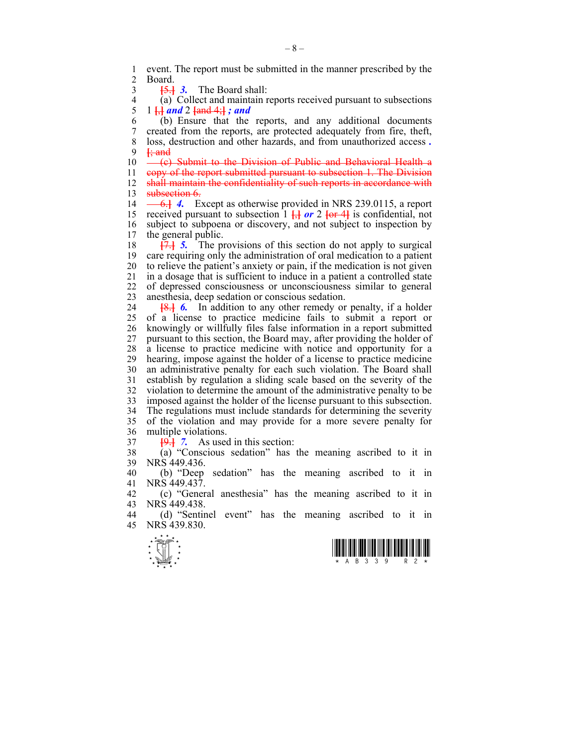event. The report must be submitted in the manner prescribed by the Board.

~~[5.]~~ ***3.*** The Board shall:

(a) Collect and maintain reports received pursuant to subsections 1 ~~[,]~~ ***and*** 2 ~~[and 4;]~~ ***; and***

(b) Ensure that the reports, and any additional documents created from the reports, are protected adequately from fire, theft, loss, destruction and other hazards, and from unauthorized access ***.*** ~~[; and~~

~~(c) Submit to the Division of Public and Behavioral Health a copy of the report submitted pursuant to subsection 1. The Division shall maintain the confidentiality of such reports in accordance with subsection 6.~~

~~6.]~~ ***4.*** Except as otherwise provided in NRS 239.0115, a report received pursuant to subsection 1 ~~[,]~~ ***or*** 2 ~~[or 4]~~ is confidential, not subject to subpoena or discovery, and not subject to inspection by the general public.

~~[7.]~~ ***5.*** The provisions of this section do not apply to surgical care requiring only the administration of oral medication to a patient to relieve the patient's anxiety or pain, if the medication is not given in a dosage that is sufficient to induce in a patient a controlled state of depressed consciousness or unconsciousness similar to general anesthesia, deep sedation or conscious sedation.

~~[8.]~~ ***6.*** In addition to any other remedy or penalty, if a holder of a license to practice medicine fails to submit a report or knowingly or willfully files false information in a report submitted pursuant to this section, the Board may, after providing the holder of a license to practice medicine with notice and opportunity for a hearing, impose against the holder of a license to practice medicine an administrative penalty for each such violation. The Board shall establish by regulation a sliding scale based on the severity of the violation to determine the amount of the administrative penalty to be imposed against the holder of the license pursuant to this subsection. The regulations must include standards for determining the severity of the violation and may provide for a more severe penalty for multiple violations.

~~[9.]~~ ***7.*** As used in this section:

(a) "Conscious sedation" has the meaning ascribed to it in NRS 449.436.

(b) "Deep sedation" has the meaning ascribed to it in NRS 449.437.

(c) "General anesthesia" has the meaning ascribed to it in NRS 449.438.

(d) "Sentinel event" has the meaning ascribed to it in NRS 439.830.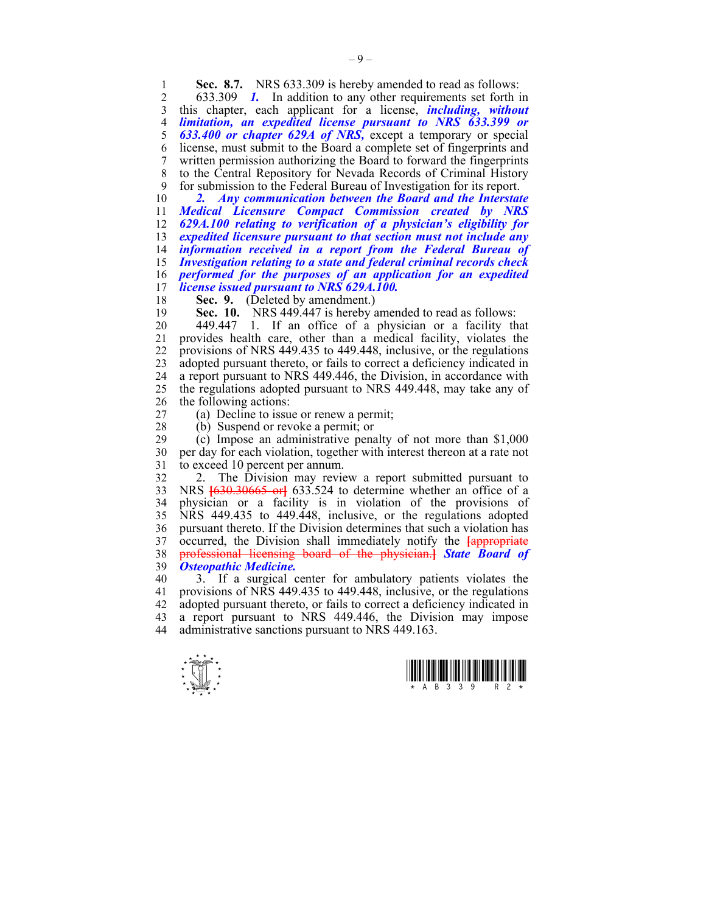**Sec. 8.7.** NRS 633.309 is hereby amended to read as follows:

633.309 ***1.*** In addition to any other requirements set forth in this chapter, each applicant for a license, ***including, without limitation, an expedited license pursuant to NRS 633.399 or 633.400 or chapter 629A of NRS,*** except a temporary or special license, must submit to the Board a complete set of fingerprints and written permission authorizing the Board to forward the fingerprints to the Central Repository for Nevada Records of Criminal History for submission to the Federal Bureau of Investigation for its report.

***2. Any communication between the Board and the Interstate Medical Licensure Compact Commission created by NRS 629A.100 relating to verification of a physician's eligibility for expedited licensure pursuant to that section must not include any information received in a report from the Federal Bureau of Investigation relating to a state and federal criminal records check performed for the purposes of an application for an expedited license issued pursuant to NRS 629A.100.***

**Sec. 9.** (Deleted by amendment.)

**Sec. 10.** NRS 449.447 is hereby amended to read as follows:

449.447 1. If an office of a physician or a facility that provides health care, other than a medical facility, violates the provisions of NRS 449.435 to 449.448, inclusive, or the regulations adopted pursuant thereto, or fails to correct a deficiency indicated in a report pursuant to NRS 449.446, the Division, in accordance with the regulations adopted pursuant to NRS 449.448, may take any of the following actions:

(a) Decline to issue or renew a permit;

(b) Suspend or revoke a permit; or

(c) Impose an administrative penalty of not more than $1,000 per day for each violation, together with interest thereon at a rate not to exceed 10 percent per annum.

2. The Division may review a report submitted pursuant to NRS [630.30665 or] 633.524 to determine whether an office of a physician or a facility is in violation of the provisions of NRS 449.435 to 449.448, inclusive, or the regulations adopted pursuant thereto. If the Division determines that such a violation has occurred, the Division shall immediately notify the [appropriate professional licensing board of the physician.] ***State Board of Osteopathic Medicine.***

3. If a surgical center for ambulatory patients violates the provisions of NRS 449.435 to 449.448, inclusive, or the regulations adopted pursuant thereto, or fails to correct a deficiency indicated in a report pursuant to NRS 449.446, the Division may impose administrative sanctions pursuant to NRS 449.163.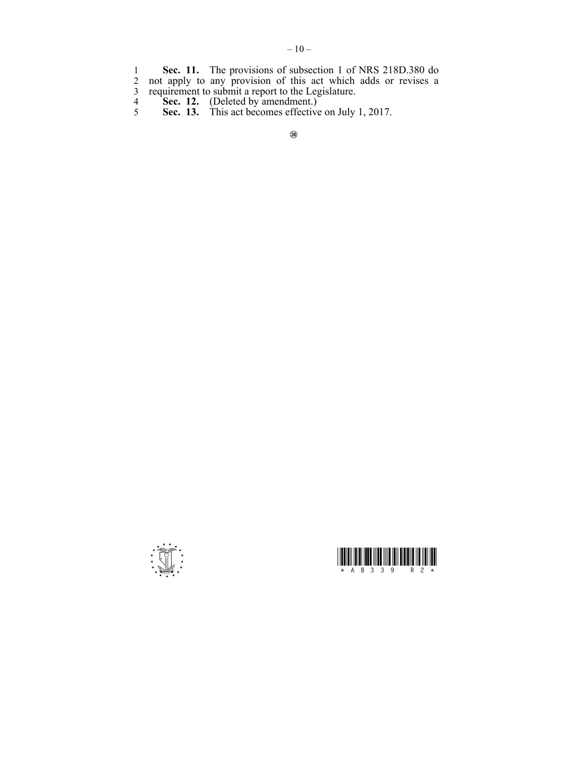**Sec. 11.** The provisions of subsection 1 of NRS 218D.380 do not apply to any provision of this act which adds or revises a requirement to submit a report to the Legislature.

**Sec. 12.** (Deleted by amendment.)

**Sec. 13.** This act becomes effective on July 1, 2017.